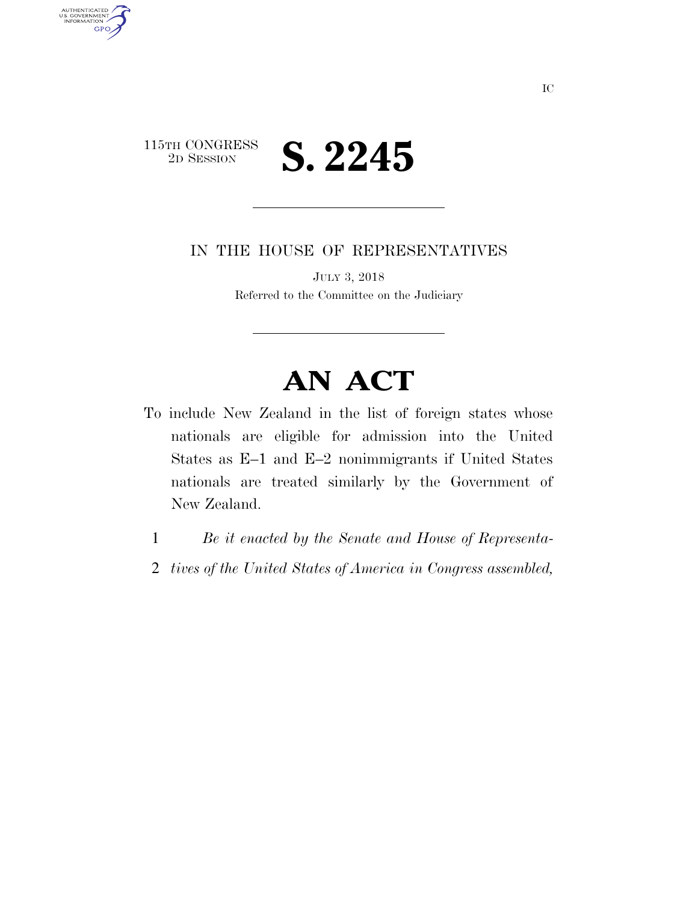IC

115TH CONGRESS
2D SESSION

# S. 2245

IN THE HOUSE OF REPRESENTATIVES

JULY 3, 2018

Referred to the Committee on the Judiciary

# AN ACT

To include New Zealand in the list of foreign states whose nationals are eligible for admission into the United States as E–1 and E–2 nonimmigrants if United States nationals are treated similarly by the Government of New Zealand.

1 *Be it enacted by the Senate and House of Representa-*
2 *tives of the United States of America in Congress assembled,*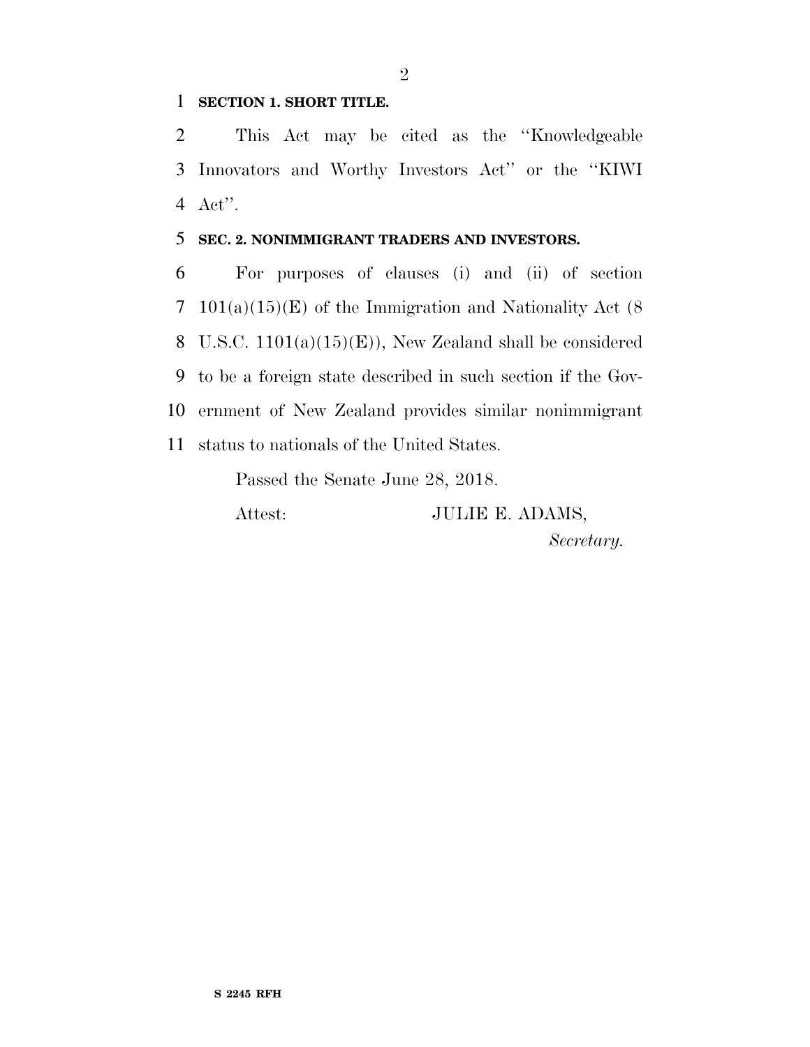**SECTION 1. SHORT TITLE.**

This Act may be cited as the "Knowledgeable Innovators and Worthy Investors Act" or the "KIWI Act".

**SEC. 2. NONIMMIGRANT TRADERS AND INVESTORS.**

For purposes of clauses (i) and (ii) of section 101(a)(15)(E) of the Immigration and Nationality Act (8 U.S.C. 1101(a)(15)(E)), New Zealand shall be considered to be a foreign state described in such section if the Government of New Zealand provides similar nonimmigrant status to nationals of the United States.

Passed the Senate June 28, 2018.

Attest: JULIE E. ADAMS,

*Secretary.*

S 2245 RFH